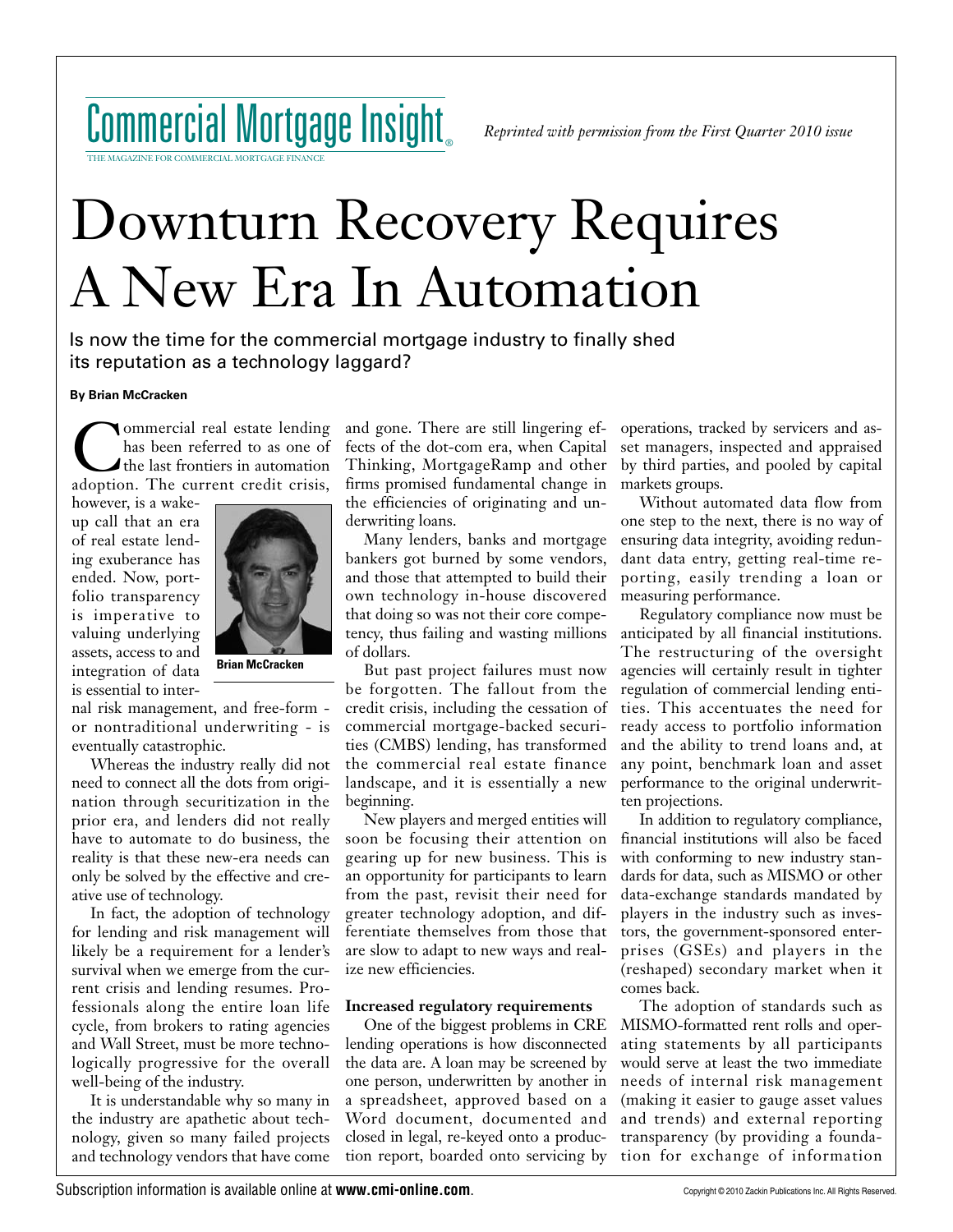Commercial Mortgage Insight

THE MAGAZINE FOR COMMERCIAL MORTGAGE FINANCE

*Reprinted with permission from the First Quarter 2010 issue*

# Downturn Recovery Requires A New Era In Automation

Is now the time for the commercial mortgage industry to finally shed its reputation as a technology laggard?

**By Brian McCracken**

Commercial real estate lending has been referred to as one of the last frontiers in automation adoption. The current credit crisis, however, is a wake-up call that an era of real estate lending exuberance has ended. Now, portfolio transparency is imperative to valuing underlying assets, access to and integration of data is essential to internal risk management, and free-form - or nontraditional underwriting - is eventually catastrophic.

**Brian McCracken**

Whereas the industry really did not need to connect all the dots from origination through securitization in the prior era, and lenders did not really have to automate to do business, the reality is that these new-era needs can only be solved by the effective and creative use of technology.

In fact, the adoption of technology for lending and risk management will likely be a requirement for a lender's survival when we emerge from the current crisis and lending resumes. Professionals along the entire loan life cycle, from brokers to rating agencies and Wall Street, must be more technologically progressive for the overall well-being of the industry.

It is understandable why so many in the industry are apathetic about technology, given so many failed projects and technology vendors that have come and gone. There are still lingering effects of the dot-com era, when Capital Thinking, MortgageRamp and other firms promised fundamental change in the efficiencies of originating and underwriting loans.

Many lenders, banks and mortgage bankers got burned by some vendors, and those that attempted to build their own technology in-house discovered that doing so was not their core competency, thus failing and wasting millions of dollars.

But past project failures must now be forgotten. The fallout from the credit crisis, including the cessation of commercial mortgage-backed securities (CMBS) lending, has transformed the commercial real estate finance landscape, and it is essentially a new beginning.

New players and merged entities will soon be focusing their attention on gearing up for new business. This is an opportunity for participants to learn from the past, revisit their need for greater technology adoption, and differentiate themselves from those that are slow to adapt to new ways and realize new efficiencies.

**Increased regulatory requirements**

One of the biggest problems in CRE lending operations is how disconnected the data are. A loan may be screened by one person, underwritten by another in a spreadsheet, approved based on a Word document, documented and closed in legal, re-keyed onto a production report, boarded onto servicing by operations, tracked by servicers and asset managers, inspected and appraised by third parties, and pooled by capital markets groups.

Without automated data flow from one step to the next, there is no way of ensuring data integrity, avoiding redundant data entry, getting real-time reporting, easily trending a loan or measuring performance.

Regulatory compliance now must be anticipated by all financial institutions. The restructuring of the oversight agencies will certainly result in tighter regulation of commercial lending entities. This accentuates the need for ready access to portfolio information and the ability to trend loans and, at any point, benchmark loan and asset performance to the original underwritten projections.

In addition to regulatory compliance, financial institutions will also be faced with conforming to new industry standards for data, such as MISMO or other data-exchange standards mandated by players in the industry such as investors, the government-sponsored enterprises (GSEs) and players in the (reshaped) secondary market when it comes back.

The adoption of standards such as MISMO-formatted rent rolls and operating statements by all participants would serve at least the two immediate needs of internal risk management (making it easier to gauge asset values and trends) and external reporting transparency (by providing a foundation for exchange of information

Subscription information is available online at **www.cmi-online.com**.

Copyright © 2010 Zackin Publications Inc. All Rights Reserved.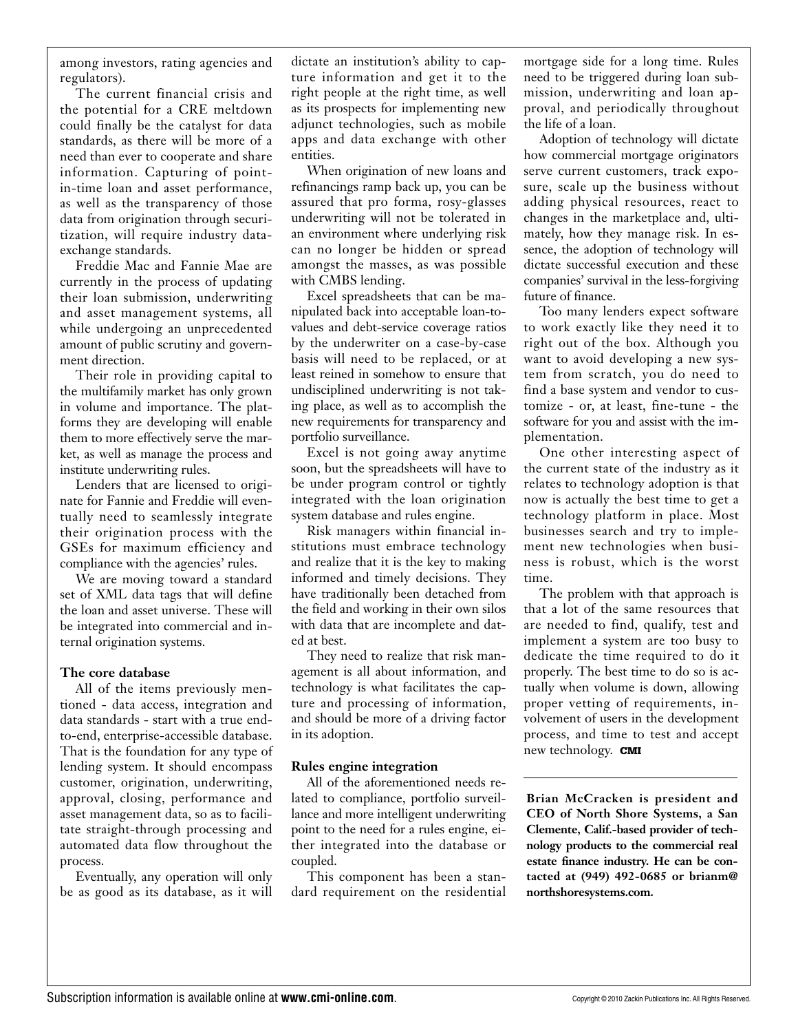among investors, rating agencies and regulators).

The current financial crisis and the potential for a CRE meltdown could finally be the catalyst for data standards, as there will be more of a need than ever to cooperate and share information. Capturing of point-in-time loan and asset performance, as well as the transparency of those data from origination through securitization, will require industry data-exchange standards.

Freddie Mac and Fannie Mae are currently in the process of updating their loan submission, underwriting and asset management systems, all while undergoing an unprecedented amount of public scrutiny and government direction.

Their role in providing capital to the multifamily market has only grown in volume and importance. The platforms they are developing will enable them to more effectively serve the market, as well as manage the process and institute underwriting rules.

Lenders that are licensed to originate for Fannie and Freddie will eventually need to seamlessly integrate their origination process with the GSEs for maximum efficiency and compliance with the agencies' rules.

We are moving toward a standard set of XML data tags that will define the loan and asset universe. These will be integrated into commercial and internal origination systems.

**The core database**

All of the items previously mentioned - data access, integration and data standards - start with a true end-to-end, enterprise-accessible database. That is the foundation for any type of lending system. It should encompass customer, origination, underwriting, approval, closing, performance and asset management data, so as to facilitate straight-through processing and automated data flow throughout the process.

Eventually, any operation will only be as good as its database, as it will dictate an institution's ability to capture information and get it to the right people at the right time, as well as its prospects for implementing new adjunct technologies, such as mobile apps and data exchange with other entities.

When origination of new loans and refinancings ramp back up, you can be assured that pro forma, rosy-glasses underwriting will not be tolerated in an environment where underlying risk can no longer be hidden or spread amongst the masses, as was possible with CMBS lending.

Excel spreadsheets that can be manipulated back into acceptable loan-to-values and debt-service coverage ratios by the underwriter on a case-by-case basis will need to be replaced, or at least reined in somehow to ensure that undisciplined underwriting is not taking place, as well as to accomplish the new requirements for transparency and portfolio surveillance.

Excel is not going away anytime soon, but the spreadsheets will have to be under program control or tightly integrated with the loan origination system database and rules engine.

Risk managers within financial institutions must embrace technology and realize that it is the key to making informed and timely decisions. They have traditionally been detached from the field and working in their own silos with data that are incomplete and dated at best.

They need to realize that risk management is all about information, and technology is what facilitates the capture and processing of information, and should be more of a driving factor in its adoption.

**Rules engine integration**

All of the aforementioned needs related to compliance, portfolio surveillance and more intelligent underwriting point to the need for a rules engine, either integrated into the database or coupled.

This component has been a standard requirement on the residential mortgage side for a long time. Rules need to be triggered during loan submission, underwriting and loan approval, and periodically throughout the life of a loan.

Adoption of technology will dictate how commercial mortgage originators serve current customers, track exposure, scale up the business without adding physical resources, react to changes in the marketplace and, ultimately, how they manage risk. In essence, the adoption of technology will dictate successful execution and these companies' survival in the less-forgiving future of finance.

Too many lenders expect software to work exactly like they need it to right out of the box. Although you want to avoid developing a new system from scratch, you do need to find a base system and vendor to customize - or, at least, fine-tune - the software for you and assist with the implementation.

One other interesting aspect of the current state of the industry as it relates to technology adoption is that now is actually the best time to get a technology platform in place. Most businesses search and try to implement new technologies when business is robust, which is the worst time.

The problem with that approach is that a lot of the same resources that are needed to find, qualify, test and implement a system are too busy to dedicate the time required to do it properly. The best time to do so is actually when volume is down, allowing proper vetting of requirements, involvement of users in the development process, and time to test and accept new technology. **CMI**

---

**Brian McCracken is president and CEO of North Shore Systems, a San Clemente, Calif.-based provider of technology products to the commercial real estate finance industry. He can be contacted at (949) 492-0685 or brianm@northshoresystems.com.**